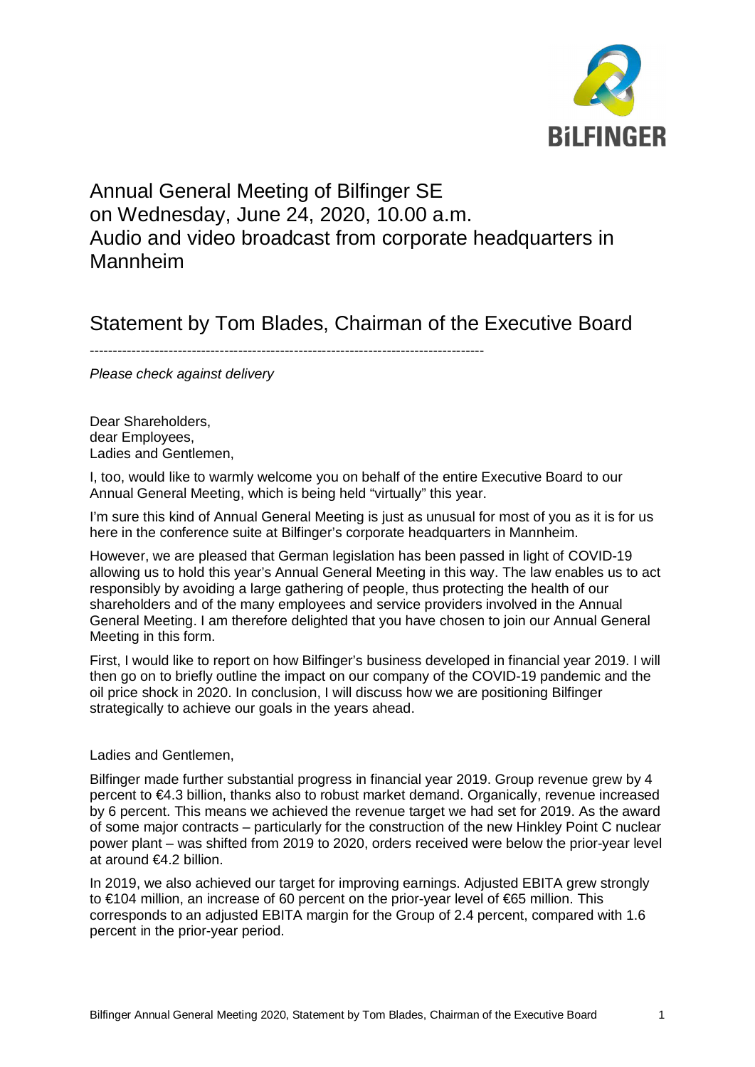# Annual General Meeting of Bilfinger SE on Wednesday, June 24, 2020, 10.00 a.m. Audio and video broadcast from corporate headquarters in Mannheim

## Statement by Tom Blades, Chairman of the Executive Board

---

*Please check against delivery*

Dear Shareholders,
dear Employees,
Ladies and Gentlemen,

I, too, would like to warmly welcome you on behalf of the entire Executive Board to our Annual General Meeting, which is being held "virtually" this year.

I'm sure this kind of Annual General Meeting is just as unusual for most of you as it is for us here in the conference suite at Bilfinger's corporate headquarters in Mannheim.

However, we are pleased that German legislation has been passed in light of COVID-19 allowing us to hold this year's Annual General Meeting in this way. The law enables us to act responsibly by avoiding a large gathering of people, thus protecting the health of our shareholders and of the many employees and service providers involved in the Annual General Meeting. I am therefore delighted that you have chosen to join our Annual General Meeting in this form.

First, I would like to report on how Bilfinger's business developed in financial year 2019. I will then go on to briefly outline the impact on our company of the COVID-19 pandemic and the oil price shock in 2020. In conclusion, I will discuss how we are positioning Bilfinger strategically to achieve our goals in the years ahead.

Ladies and Gentlemen,

Bilfinger made further substantial progress in financial year 2019. Group revenue grew by 4 percent to €4.3 billion, thanks also to robust market demand. Organically, revenue increased by 6 percent. This means we achieved the revenue target we had set for 2019. As the award of some major contracts – particularly for the construction of the new Hinkley Point C nuclear power plant – was shifted from 2019 to 2020, orders received were below the prior-year level at around €4.2 billion.

In 2019, we also achieved our target for improving earnings. Adjusted EBITA grew strongly to €104 million, an increase of 60 percent on the prior-year level of €65 million. This corresponds to an adjusted EBITA margin for the Group of 2.4 percent, compared with 1.6 percent in the prior-year period.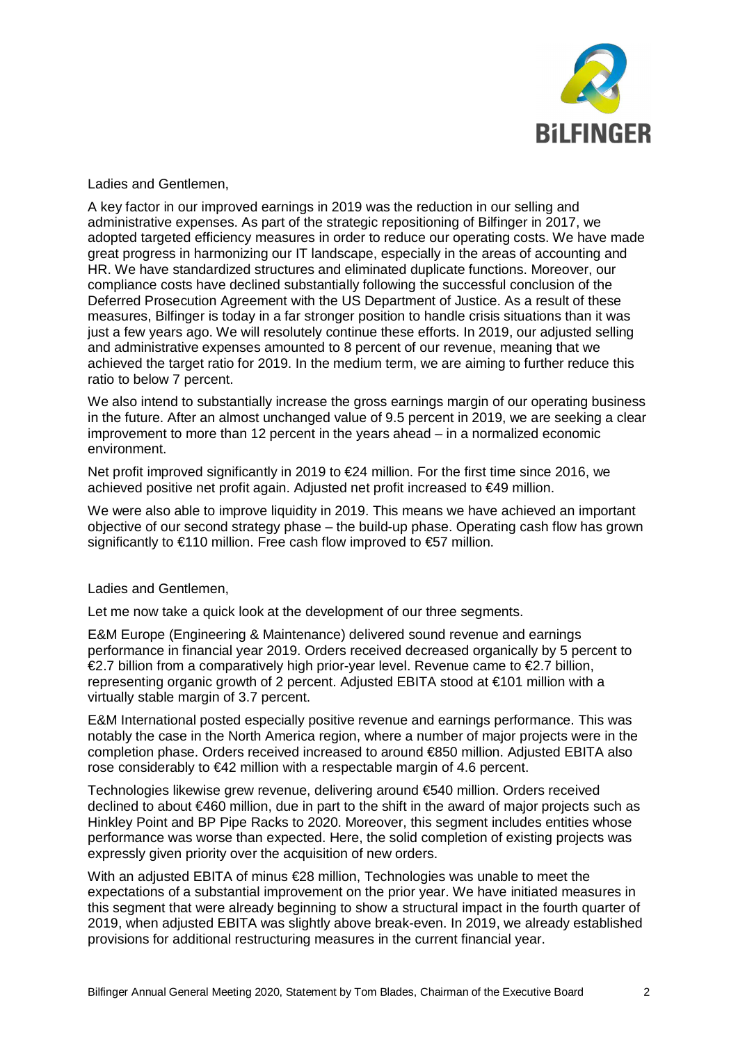Ladies and Gentlemen,

A key factor in our improved earnings in 2019 was the reduction in our selling and administrative expenses. As part of the strategic repositioning of Bilfinger in 2017, we adopted targeted efficiency measures in order to reduce our operating costs. We have made great progress in harmonizing our IT landscape, especially in the areas of accounting and HR. We have standardized structures and eliminated duplicate functions. Moreover, our compliance costs have declined substantially following the successful conclusion of the Deferred Prosecution Agreement with the US Department of Justice. As a result of these measures, Bilfinger is today in a far stronger position to handle crisis situations than it was just a few years ago. We will resolutely continue these efforts. In 2019, our adjusted selling and administrative expenses amounted to 8 percent of our revenue, meaning that we achieved the target ratio for 2019. In the medium term, we are aiming to further reduce this ratio to below 7 percent.

We also intend to substantially increase the gross earnings margin of our operating business in the future. After an almost unchanged value of 9.5 percent in 2019, we are seeking a clear improvement to more than 12 percent in the years ahead – in a normalized economic environment.

Net profit improved significantly in 2019 to €24 million. For the first time since 2016, we achieved positive net profit again. Adjusted net profit increased to €49 million.

We were also able to improve liquidity in 2019. This means we have achieved an important objective of our second strategy phase – the build-up phase. Operating cash flow has grown significantly to €110 million. Free cash flow improved to €57 million.

Ladies and Gentlemen,

Let me now take a quick look at the development of our three segments.

E&M Europe (Engineering & Maintenance) delivered sound revenue and earnings performance in financial year 2019. Orders received decreased organically by 5 percent to €2.7 billion from a comparatively high prior-year level. Revenue came to €2.7 billion, representing organic growth of 2 percent. Adjusted EBITA stood at €101 million with a virtually stable margin of 3.7 percent.

E&M International posted especially positive revenue and earnings performance. This was notably the case in the North America region, where a number of major projects were in the completion phase. Orders received increased to around €850 million. Adjusted EBITA also rose considerably to €42 million with a respectable margin of 4.6 percent.

Technologies likewise grew revenue, delivering around €540 million. Orders received declined to about €460 million, due in part to the shift in the award of major projects such as Hinkley Point and BP Pipe Racks to 2020. Moreover, this segment includes entities whose performance was worse than expected. Here, the solid completion of existing projects was expressly given priority over the acquisition of new orders.

With an adjusted EBITA of minus €28 million, Technologies was unable to meet the expectations of a substantial improvement on the prior year. We have initiated measures in this segment that were already beginning to show a structural impact in the fourth quarter of 2019, when adjusted EBITA was slightly above break-even. In 2019, we already established provisions for additional restructuring measures in the current financial year.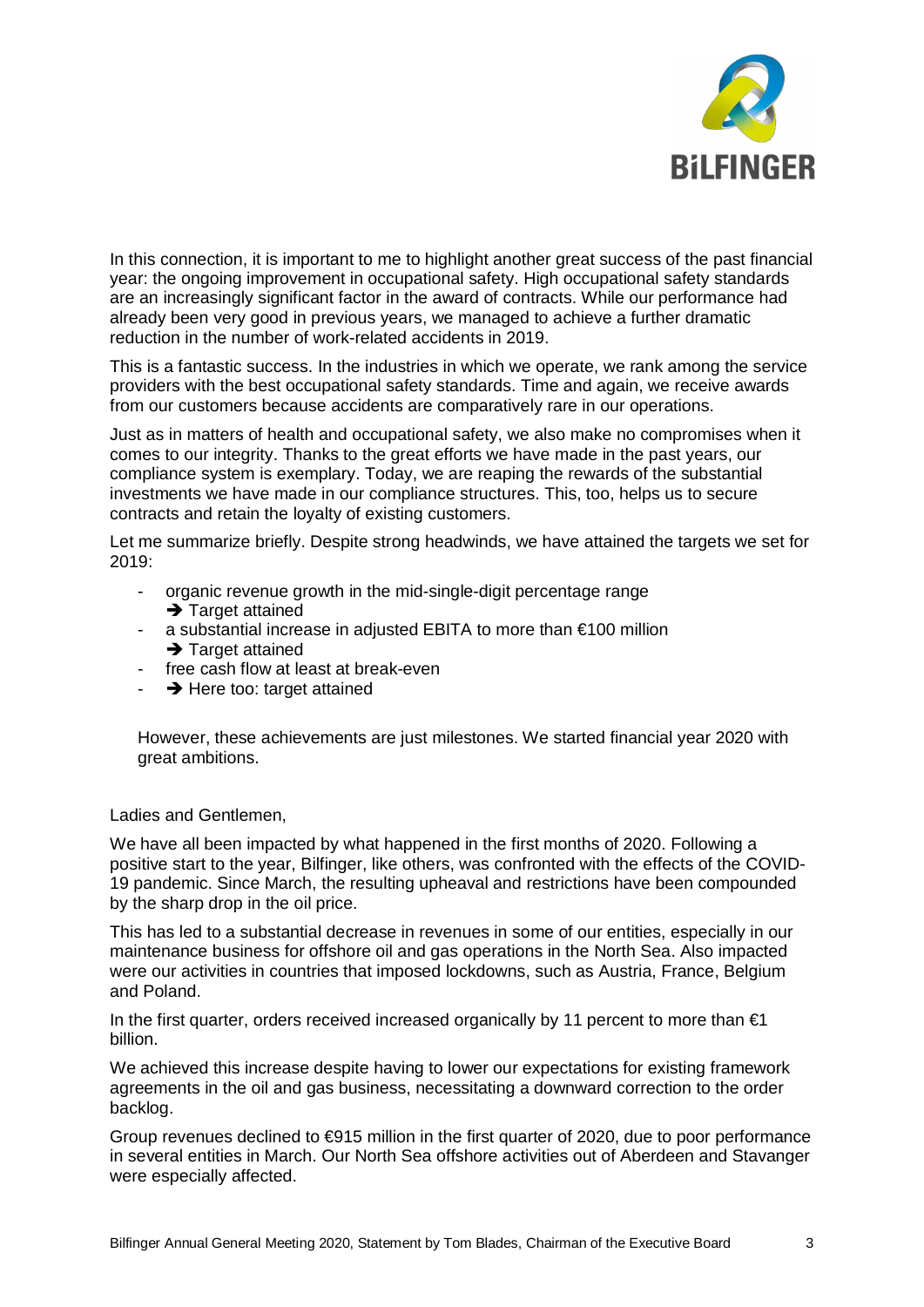In this connection, it is important to me to highlight another great success of the past financial year: the ongoing improvement in occupational safety. High occupational safety standards are an increasingly significant factor in the award of contracts. While our performance had already been very good in previous years, we managed to achieve a further dramatic reduction in the number of work-related accidents in 2019.

This is a fantastic success. In the industries in which we operate, we rank among the service providers with the best occupational safety standards. Time and again, we receive awards from our customers because accidents are comparatively rare in our operations.

Just as in matters of health and occupational safety, we also make no compromises when it comes to our integrity. Thanks to the great efforts we have made in the past years, our compliance system is exemplary. Today, we are reaping the rewards of the substantial investments we have made in our compliance structures. This, too, helps us to secure contracts and retain the loyalty of existing customers.

Let me summarize briefly. Despite strong headwinds, we have attained the targets we set for 2019:

- organic revenue growth in the mid-single-digit percentage range
  ➔ Target attained
- a substantial increase in adjusted EBITA to more than €100 million
  ➔ Target attained
- free cash flow at least at break-even
- ➔ Here too: target attained

However, these achievements are just milestones. We started financial year 2020 with great ambitions.

Ladies and Gentlemen,

We have all been impacted by what happened in the first months of 2020. Following a positive start to the year, Bilfinger, like others, was confronted with the effects of the COVID-19 pandemic. Since March, the resulting upheaval and restrictions have been compounded by the sharp drop in the oil price.

This has led to a substantial decrease in revenues in some of our entities, especially in our maintenance business for offshore oil and gas operations in the North Sea. Also impacted were our activities in countries that imposed lockdowns, such as Austria, France, Belgium and Poland.

In the first quarter, orders received increased organically by 11 percent to more than €1 billion.

We achieved this increase despite having to lower our expectations for existing framework agreements in the oil and gas business, necessitating a downward correction to the order backlog.

Group revenues declined to €915 million in the first quarter of 2020, due to poor performance in several entities in March. Our North Sea offshore activities out of Aberdeen and Stavanger were especially affected.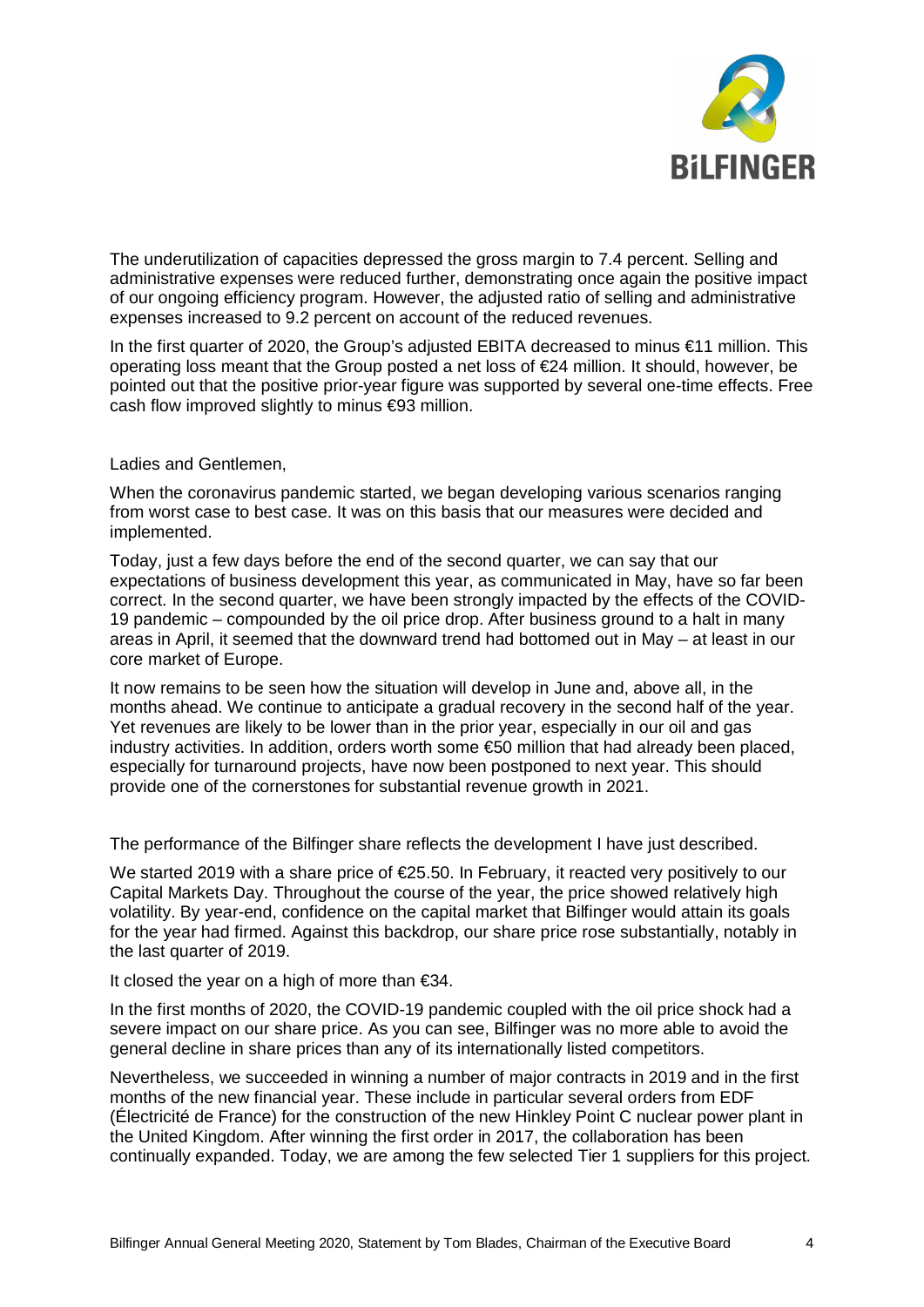The underutilization of capacities depressed the gross margin to 7.4 percent. Selling and administrative expenses were reduced further, demonstrating once again the positive impact of our ongoing efficiency program. However, the adjusted ratio of selling and administrative expenses increased to 9.2 percent on account of the reduced revenues.

In the first quarter of 2020, the Group's adjusted EBITA decreased to minus €11 million. This operating loss meant that the Group posted a net loss of €24 million. It should, however, be pointed out that the positive prior-year figure was supported by several one-time effects. Free cash flow improved slightly to minus €93 million.

Ladies and Gentlemen,

When the coronavirus pandemic started, we began developing various scenarios ranging from worst case to best case. It was on this basis that our measures were decided and implemented.

Today, just a few days before the end of the second quarter, we can say that our expectations of business development this year, as communicated in May, have so far been correct. In the second quarter, we have been strongly impacted by the effects of the COVID-19 pandemic – compounded by the oil price drop. After business ground to a halt in many areas in April, it seemed that the downward trend had bottomed out in May – at least in our core market of Europe.

It now remains to be seen how the situation will develop in June and, above all, in the months ahead. We continue to anticipate a gradual recovery in the second half of the year. Yet revenues are likely to be lower than in the prior year, especially in our oil and gas industry activities. In addition, orders worth some €50 million that had already been placed, especially for turnaround projects, have now been postponed to next year. This should provide one of the cornerstones for substantial revenue growth in 2021.

The performance of the Bilfinger share reflects the development I have just described.

We started 2019 with a share price of €25.50. In February, it reacted very positively to our Capital Markets Day. Throughout the course of the year, the price showed relatively high volatility. By year-end, confidence on the capital market that Bilfinger would attain its goals for the year had firmed. Against this backdrop, our share price rose substantially, notably in the last quarter of 2019.

It closed the year on a high of more than €34.

In the first months of 2020, the COVID-19 pandemic coupled with the oil price shock had a severe impact on our share price. As you can see, Bilfinger was no more able to avoid the general decline in share prices than any of its internationally listed competitors.

Nevertheless, we succeeded in winning a number of major contracts in 2019 and in the first months of the new financial year. These include in particular several orders from EDF (Électricité de France) for the construction of the new Hinkley Point C nuclear power plant in the United Kingdom. After winning the first order in 2017, the collaboration has been continually expanded. Today, we are among the few selected Tier 1 suppliers for this project.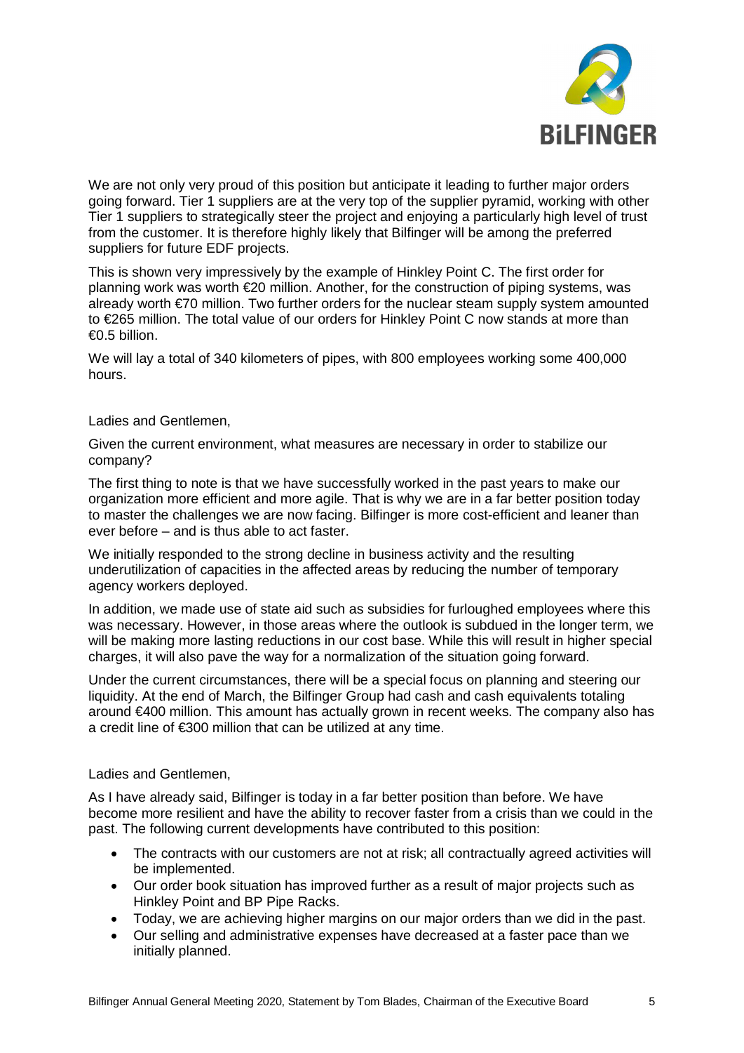We are not only very proud of this position but anticipate it leading to further major orders going forward. Tier 1 suppliers are at the very top of the supplier pyramid, working with other Tier 1 suppliers to strategically steer the project and enjoying a particularly high level of trust from the customer. It is therefore highly likely that Bilfinger will be among the preferred suppliers for future EDF projects.

This is shown very impressively by the example of Hinkley Point C. The first order for planning work was worth €20 million. Another, for the construction of piping systems, was already worth €70 million. Two further orders for the nuclear steam supply system amounted to €265 million. The total value of our orders for Hinkley Point C now stands at more than €0.5 billion.

We will lay a total of 340 kilometers of pipes, with 800 employees working some 400,000 hours.

Ladies and Gentlemen,

Given the current environment, what measures are necessary in order to stabilize our company?

The first thing to note is that we have successfully worked in the past years to make our organization more efficient and more agile. That is why we are in a far better position today to master the challenges we are now facing. Bilfinger is more cost-efficient and leaner than ever before – and is thus able to act faster.

We initially responded to the strong decline in business activity and the resulting underutilization of capacities in the affected areas by reducing the number of temporary agency workers deployed.

In addition, we made use of state aid such as subsidies for furloughed employees where this was necessary. However, in those areas where the outlook is subdued in the longer term, we will be making more lasting reductions in our cost base. While this will result in higher special charges, it will also pave the way for a normalization of the situation going forward.

Under the current circumstances, there will be a special focus on planning and steering our liquidity. At the end of March, the Bilfinger Group had cash and cash equivalents totaling around €400 million. This amount has actually grown in recent weeks. The company also has a credit line of €300 million that can be utilized at any time.

Ladies and Gentlemen,

As I have already said, Bilfinger is today in a far better position than before. We have become more resilient and have the ability to recover faster from a crisis than we could in the past. The following current developments have contributed to this position:

- The contracts with our customers are not at risk; all contractually agreed activities will be implemented.
- Our order book situation has improved further as a result of major projects such as Hinkley Point and BP Pipe Racks.
- Today, we are achieving higher margins on our major orders than we did in the past.
- Our selling and administrative expenses have decreased at a faster pace than we initially planned.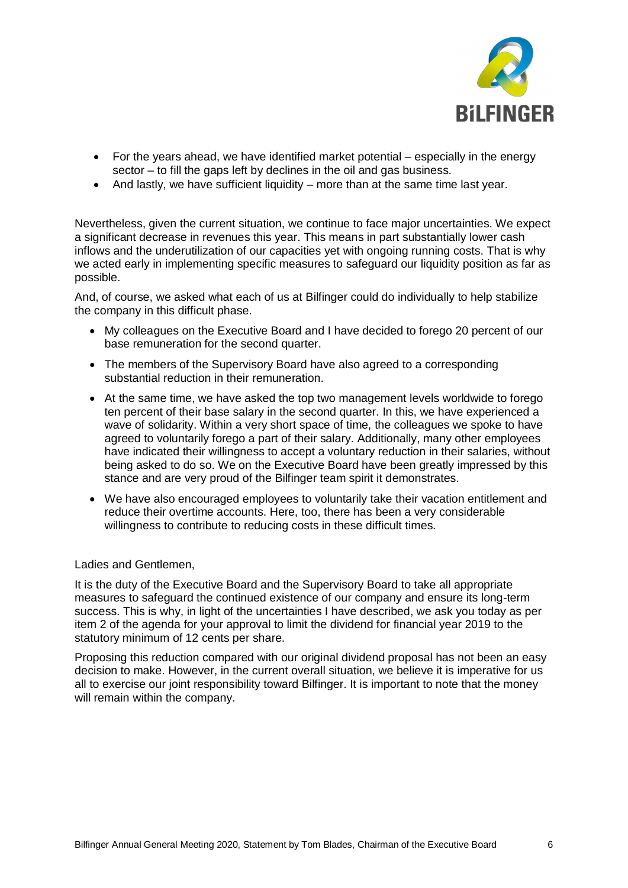- For the years ahead, we have identified market potential – especially in the energy sector – to fill the gaps left by declines in the oil and gas business.
- And lastly, we have sufficient liquidity – more than at the same time last year.

Nevertheless, given the current situation, we continue to face major uncertainties. We expect a significant decrease in revenues this year. This means in part substantially lower cash inflows and the underutilization of our capacities yet with ongoing running costs. That is why we acted early in implementing specific measures to safeguard our liquidity position as far as possible.

And, of course, we asked what each of us at Bilfinger could do individually to help stabilize the company in this difficult phase.

- My colleagues on the Executive Board and I have decided to forego 20 percent of our base remuneration for the second quarter.
- The members of the Supervisory Board have also agreed to a corresponding substantial reduction in their remuneration.
- At the same time, we have asked the top two management levels worldwide to forego ten percent of their base salary in the second quarter. In this, we have experienced a wave of solidarity. Within a very short space of time, the colleagues we spoke to have agreed to voluntarily forego a part of their salary. Additionally, many other employees have indicated their willingness to accept a voluntary reduction in their salaries, without being asked to do so. We on the Executive Board have been greatly impressed by this stance and are very proud of the Bilfinger team spirit it demonstrates.
- We have also encouraged employees to voluntarily take their vacation entitlement and reduce their overtime accounts. Here, too, there has been a very considerable willingness to contribute to reducing costs in these difficult times.

Ladies and Gentlemen,

It is the duty of the Executive Board and the Supervisory Board to take all appropriate measures to safeguard the continued existence of our company and ensure its long-term success. This is why, in light of the uncertainties I have described, we ask you today as per item 2 of the agenda for your approval to limit the dividend for financial year 2019 to the statutory minimum of 12 cents per share.

Proposing this reduction compared with our original dividend proposal has not been an easy decision to make. However, in the current overall situation, we believe it is imperative for us all to exercise our joint responsibility toward Bilfinger. It is important to note that the money will remain within the company.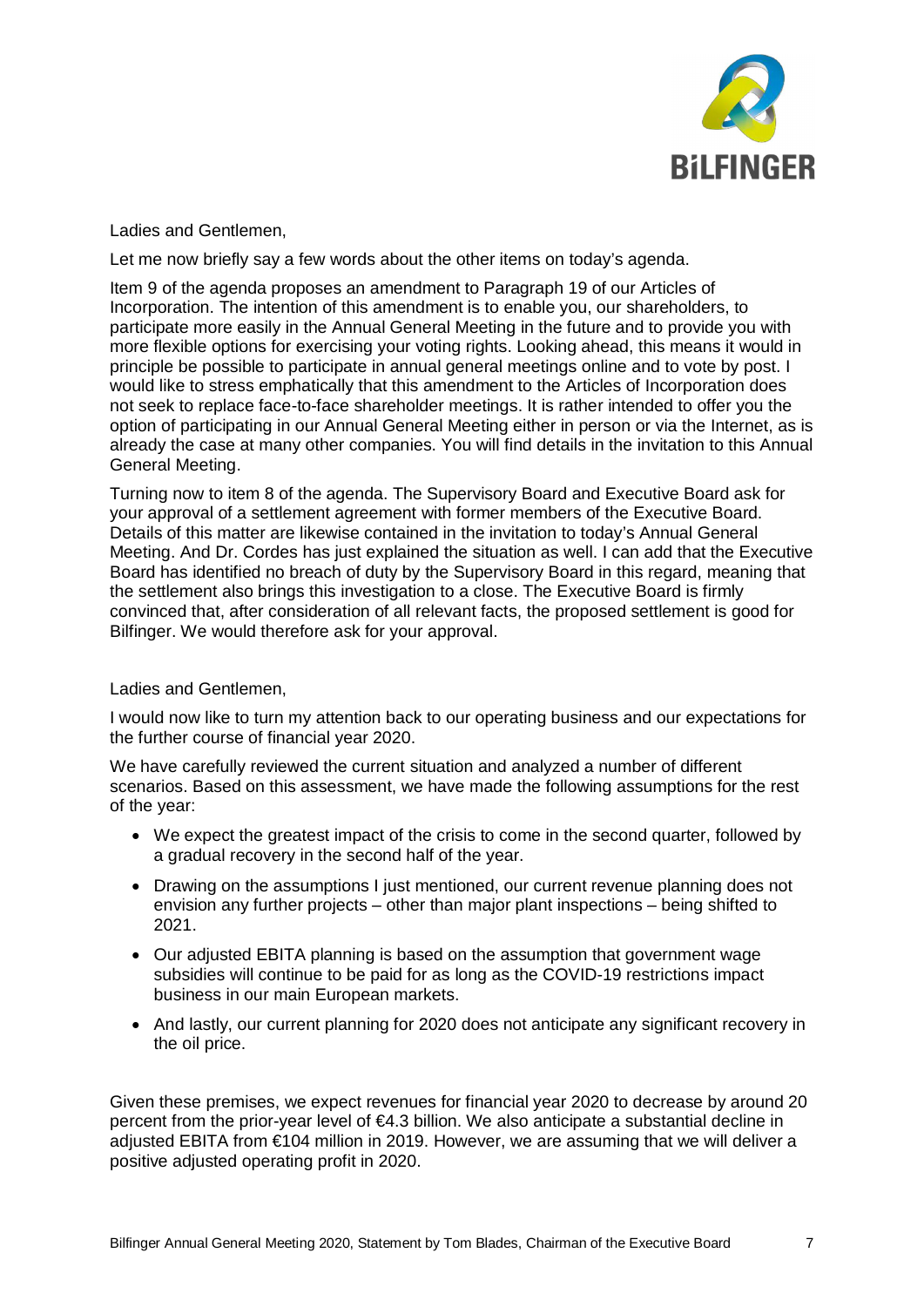Ladies and Gentlemen,

Let me now briefly say a few words about the other items on today's agenda.

Item 9 of the agenda proposes an amendment to Paragraph 19 of our Articles of Incorporation. The intention of this amendment is to enable you, our shareholders, to participate more easily in the Annual General Meeting in the future and to provide you with more flexible options for exercising your voting rights. Looking ahead, this means it would in principle be possible to participate in annual general meetings online and to vote by post. I would like to stress emphatically that this amendment to the Articles of Incorporation does not seek to replace face-to-face shareholder meetings. It is rather intended to offer you the option of participating in our Annual General Meeting either in person or via the Internet, as is already the case at many other companies. You will find details in the invitation to this Annual General Meeting.

Turning now to item 8 of the agenda. The Supervisory Board and Executive Board ask for your approval of a settlement agreement with former members of the Executive Board. Details of this matter are likewise contained in the invitation to today's Annual General Meeting. And Dr. Cordes has just explained the situation as well. I can add that the Executive Board has identified no breach of duty by the Supervisory Board in this regard, meaning that the settlement also brings this investigation to a close. The Executive Board is firmly convinced that, after consideration of all relevant facts, the proposed settlement is good for Bilfinger. We would therefore ask for your approval.

Ladies and Gentlemen,

I would now like to turn my attention back to our operating business and our expectations for the further course of financial year 2020.

We have carefully reviewed the current situation and analyzed a number of different scenarios. Based on this assessment, we have made the following assumptions for the rest of the year:

- We expect the greatest impact of the crisis to come in the second quarter, followed by a gradual recovery in the second half of the year.
- Drawing on the assumptions I just mentioned, our current revenue planning does not envision any further projects – other than major plant inspections – being shifted to 2021.
- Our adjusted EBITA planning is based on the assumption that government wage subsidies will continue to be paid for as long as the COVID-19 restrictions impact business in our main European markets.
- And lastly, our current planning for 2020 does not anticipate any significant recovery in the oil price.

Given these premises, we expect revenues for financial year 2020 to decrease by around 20 percent from the prior-year level of €4.3 billion. We also anticipate a substantial decline in adjusted EBITA from €104 million in 2019. However, we are assuming that we will deliver a positive adjusted operating profit in 2020.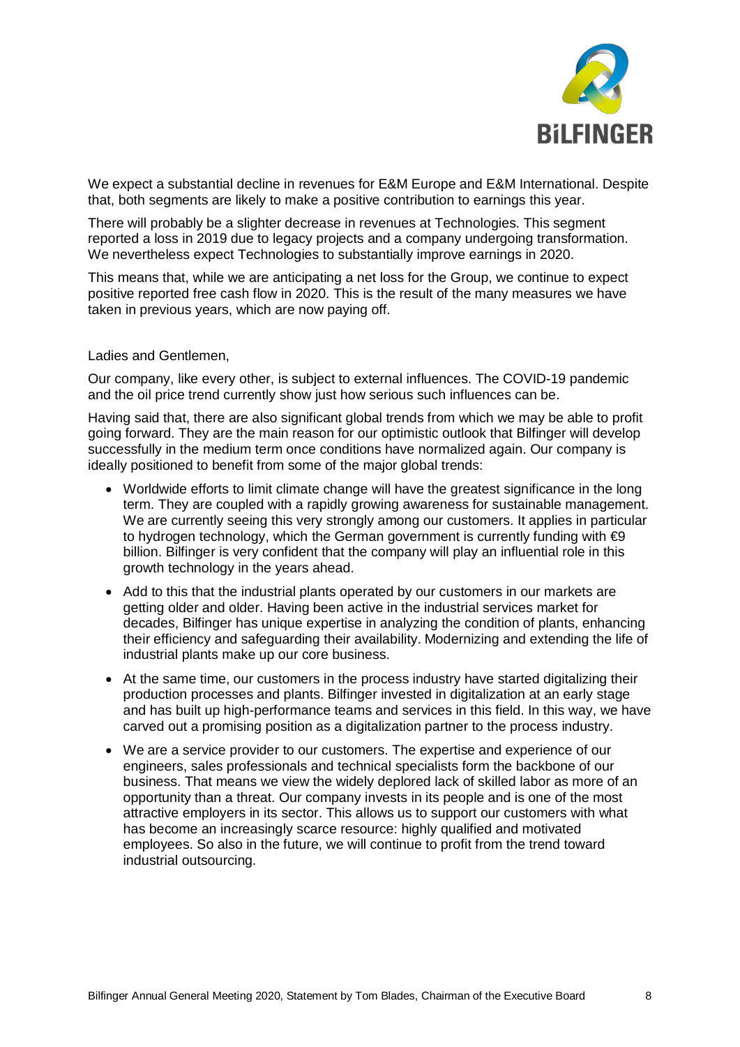We expect a substantial decline in revenues for E&M Europe and E&M International. Despite that, both segments are likely to make a positive contribution to earnings this year.

There will probably be a slighter decrease in revenues at Technologies. This segment reported a loss in 2019 due to legacy projects and a company undergoing transformation. We nevertheless expect Technologies to substantially improve earnings in 2020.

This means that, while we are anticipating a net loss for the Group, we continue to expect positive reported free cash flow in 2020. This is the result of the many measures we have taken in previous years, which are now paying off.

Ladies and Gentlemen,

Our company, like every other, is subject to external influences. The COVID-19 pandemic and the oil price trend currently show just how serious such influences can be.

Having said that, there are also significant global trends from which we may be able to profit going forward. They are the main reason for our optimistic outlook that Bilfinger will develop successfully in the medium term once conditions have normalized again. Our company is ideally positioned to benefit from some of the major global trends:

- Worldwide efforts to limit climate change will have the greatest significance in the long term. They are coupled with a rapidly growing awareness for sustainable management. We are currently seeing this very strongly among our customers. It applies in particular to hydrogen technology, which the German government is currently funding with €9 billion. Bilfinger is very confident that the company will play an influential role in this growth technology in the years ahead.
- Add to this that the industrial plants operated by our customers in our markets are getting older and older. Having been active in the industrial services market for decades, Bilfinger has unique expertise in analyzing the condition of plants, enhancing their efficiency and safeguarding their availability. Modernizing and extending the life of industrial plants make up our core business.
- At the same time, our customers in the process industry have started digitalizing their production processes and plants. Bilfinger invested in digitalization at an early stage and has built up high-performance teams and services in this field. In this way, we have carved out a promising position as a digitalization partner to the process industry.
- We are a service provider to our customers. The expertise and experience of our engineers, sales professionals and technical specialists form the backbone of our business. That means we view the widely deplored lack of skilled labor as more of an opportunity than a threat. Our company invests in its people and is one of the most attractive employers in its sector. This allows us to support our customers with what has become an increasingly scarce resource: highly qualified and motivated employees. So also in the future, we will continue to profit from the trend toward industrial outsourcing.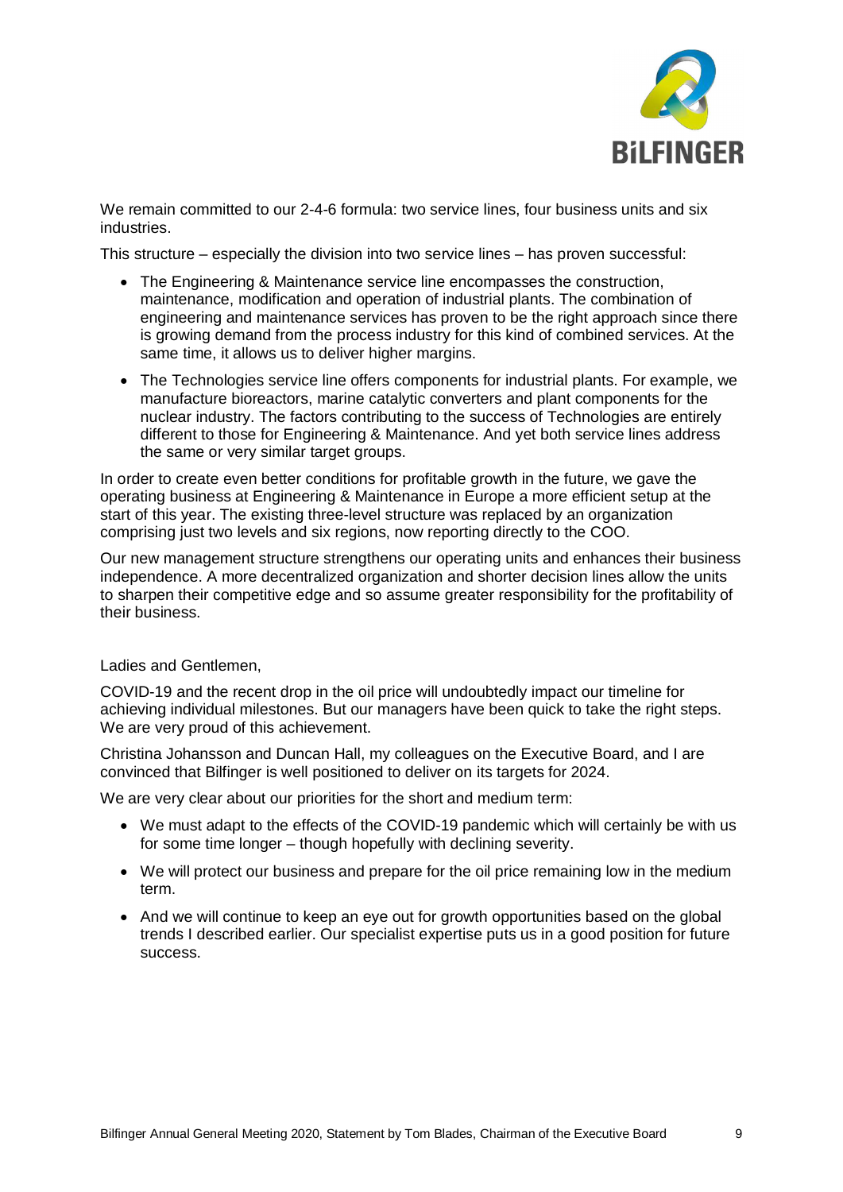We remain committed to our 2-4-6 formula: two service lines, four business units and six industries.

This structure – especially the division into two service lines – has proven successful:

- The Engineering & Maintenance service line encompasses the construction, maintenance, modification and operation of industrial plants. The combination of engineering and maintenance services has proven to be the right approach since there is growing demand from the process industry for this kind of combined services. At the same time, it allows us to deliver higher margins.
- The Technologies service line offers components for industrial plants. For example, we manufacture bioreactors, marine catalytic converters and plant components for the nuclear industry. The factors contributing to the success of Technologies are entirely different to those for Engineering & Maintenance. And yet both service lines address the same or very similar target groups.

In order to create even better conditions for profitable growth in the future, we gave the operating business at Engineering & Maintenance in Europe a more efficient setup at the start of this year. The existing three-level structure was replaced by an organization comprising just two levels and six regions, now reporting directly to the COO.

Our new management structure strengthens our operating units and enhances their business independence. A more decentralized organization and shorter decision lines allow the units to sharpen their competitive edge and so assume greater responsibility for the profitability of their business.

Ladies and Gentlemen,

COVID-19 and the recent drop in the oil price will undoubtedly impact our timeline for achieving individual milestones. But our managers have been quick to take the right steps. We are very proud of this achievement.

Christina Johansson and Duncan Hall, my colleagues on the Executive Board, and I are convinced that Bilfinger is well positioned to deliver on its targets for 2024.

We are very clear about our priorities for the short and medium term:

- We must adapt to the effects of the COVID-19 pandemic which will certainly be with us for some time longer – though hopefully with declining severity.
- We will protect our business and prepare for the oil price remaining low in the medium term.
- And we will continue to keep an eye out for growth opportunities based on the global trends I described earlier. Our specialist expertise puts us in a good position for future success.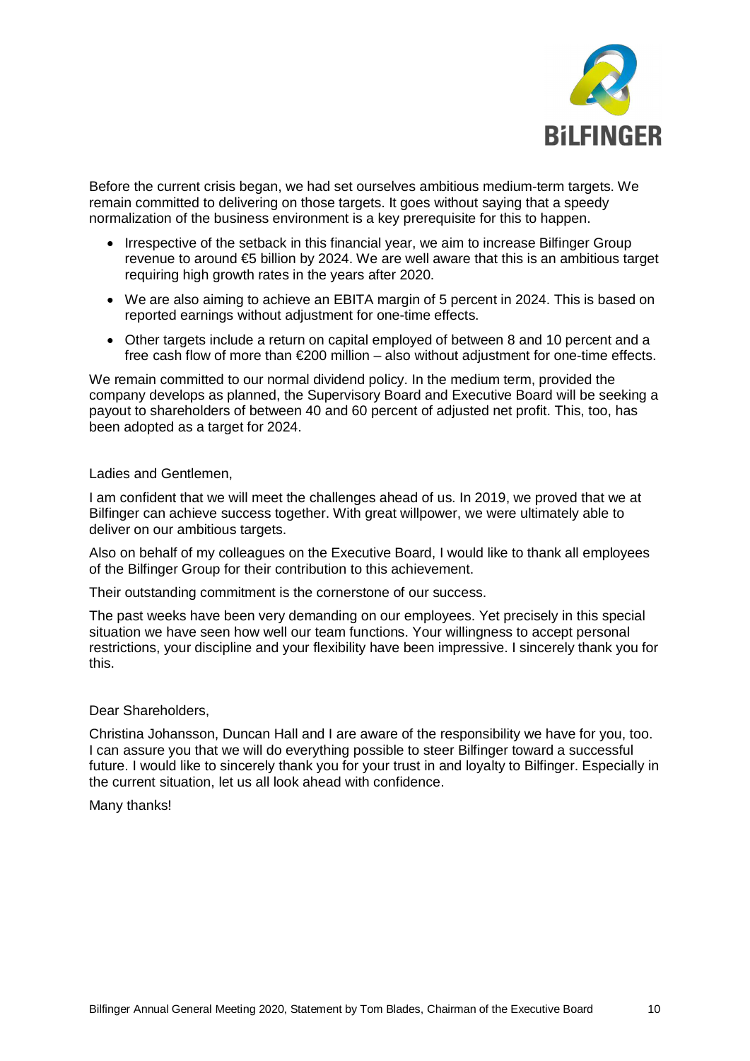Before the current crisis began, we had set ourselves ambitious medium-term targets. We remain committed to delivering on those targets. It goes without saying that a speedy normalization of the business environment is a key prerequisite for this to happen.

- Irrespective of the setback in this financial year, we aim to increase Bilfinger Group revenue to around €5 billion by 2024. We are well aware that this is an ambitious target requiring high growth rates in the years after 2020.
- We are also aiming to achieve an EBITA margin of 5 percent in 2024. This is based on reported earnings without adjustment for one-time effects.
- Other targets include a return on capital employed of between 8 and 10 percent and a free cash flow of more than €200 million – also without adjustment for one-time effects.

We remain committed to our normal dividend policy. In the medium term, provided the company develops as planned, the Supervisory Board and Executive Board will be seeking a payout to shareholders of between 40 and 60 percent of adjusted net profit. This, too, has been adopted as a target for 2024.

Ladies and Gentlemen,

I am confident that we will meet the challenges ahead of us. In 2019, we proved that we at Bilfinger can achieve success together. With great willpower, we were ultimately able to deliver on our ambitious targets.

Also on behalf of my colleagues on the Executive Board, I would like to thank all employees of the Bilfinger Group for their contribution to this achievement.

Their outstanding commitment is the cornerstone of our success.

The past weeks have been very demanding on our employees. Yet precisely in this special situation we have seen how well our team functions. Your willingness to accept personal restrictions, your discipline and your flexibility have been impressive. I sincerely thank you for this.

Dear Shareholders,

Christina Johansson, Duncan Hall and I are aware of the responsibility we have for you, too. I can assure you that we will do everything possible to steer Bilfinger toward a successful future. I would like to sincerely thank you for your trust in and loyalty to Bilfinger. Especially in the current situation, let us all look ahead with confidence.

Many thanks!